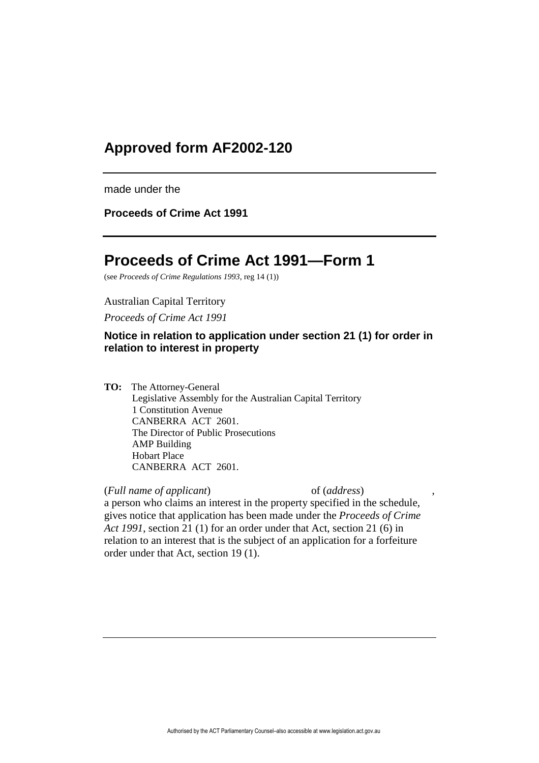# Approved form AF2002-120

made under the

**Proceeds of Crime Act 1991**

# Proceeds of Crime Act 1991—Form 1

(see *Proceeds of Crime Regulations 1993*, reg 14 (1))

Australian Capital Territory

*Proceeds of Crime Act 1991*

### Notice in relation to application under section 21 (1) for order in relation to interest in property

**TO:** The Attorney-General
Legislative Assembly for the Australian Capital Territory
1 Constitution Avenue
CANBERRA ACT 2601.
The Director of Public Prosecutions
AMP Building
Hobart Place
CANBERRA ACT 2601.

(*Full name of applicant*) of (*address*) ,
a person who claims an interest in the property specified in the schedule, gives notice that application has been made under the *Proceeds of Crime Act 1991*, section 21 (1) for an order under that Act, section 21 (6) in relation to an interest that is the subject of an application for a forfeiture order under that Act, section 19 (1).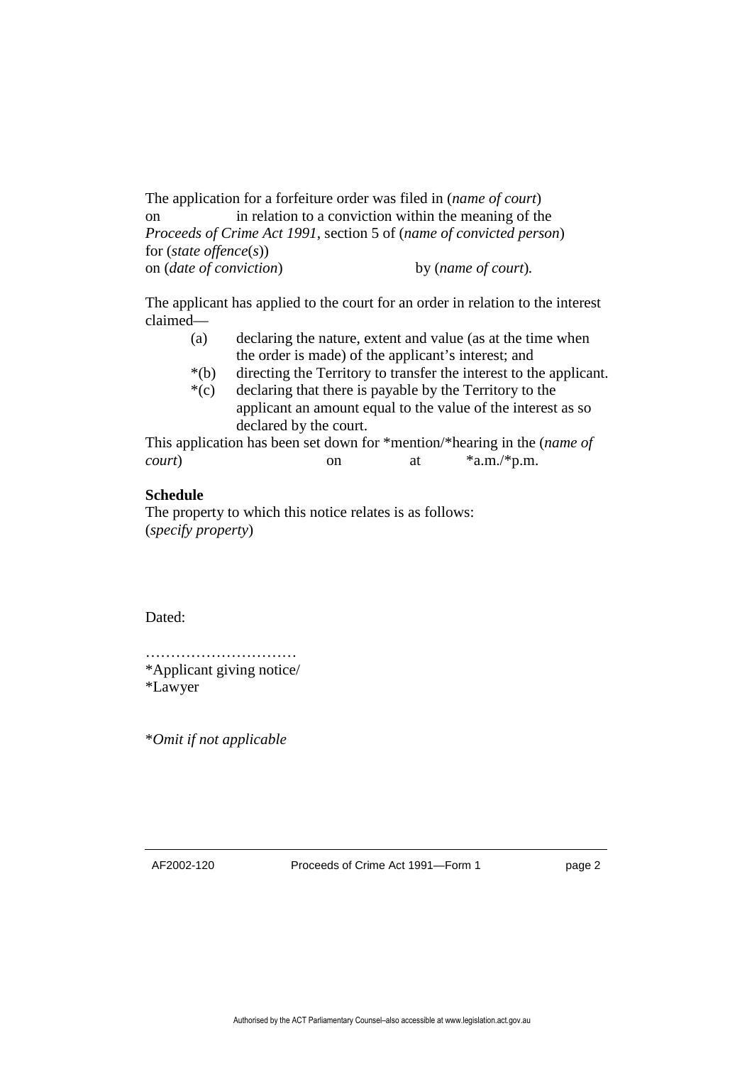The application for a forfeiture order was filed in (*name of court*) on in relation to a conviction within the meaning of the *Proceeds of Crime Act 1991*, section 5 of (*name of convicted person*) for (*state offence*(*s*)) on (*date of conviction*) by (*name of court*).

The applicant has applied to the court for an order in relation to the interest claimed—

(a) declaring the nature, extent and value (as at the time when the order is made) of the applicant's interest; and

*(b) directing the Territory to transfer the interest to the applicant.

*(c) declaring that there is payable by the Territory to the applicant an amount equal to the value of the interest as so declared by the court.

This application has been set down for *mention/*hearing in the (*name of court*) on at *a.m./*p.m.

**Schedule**

The property to which this notice relates is as follows:
(*specify property*)

Dated:

…………………………
*Applicant giving notice/
*Lawyer

**Omit if not applicable*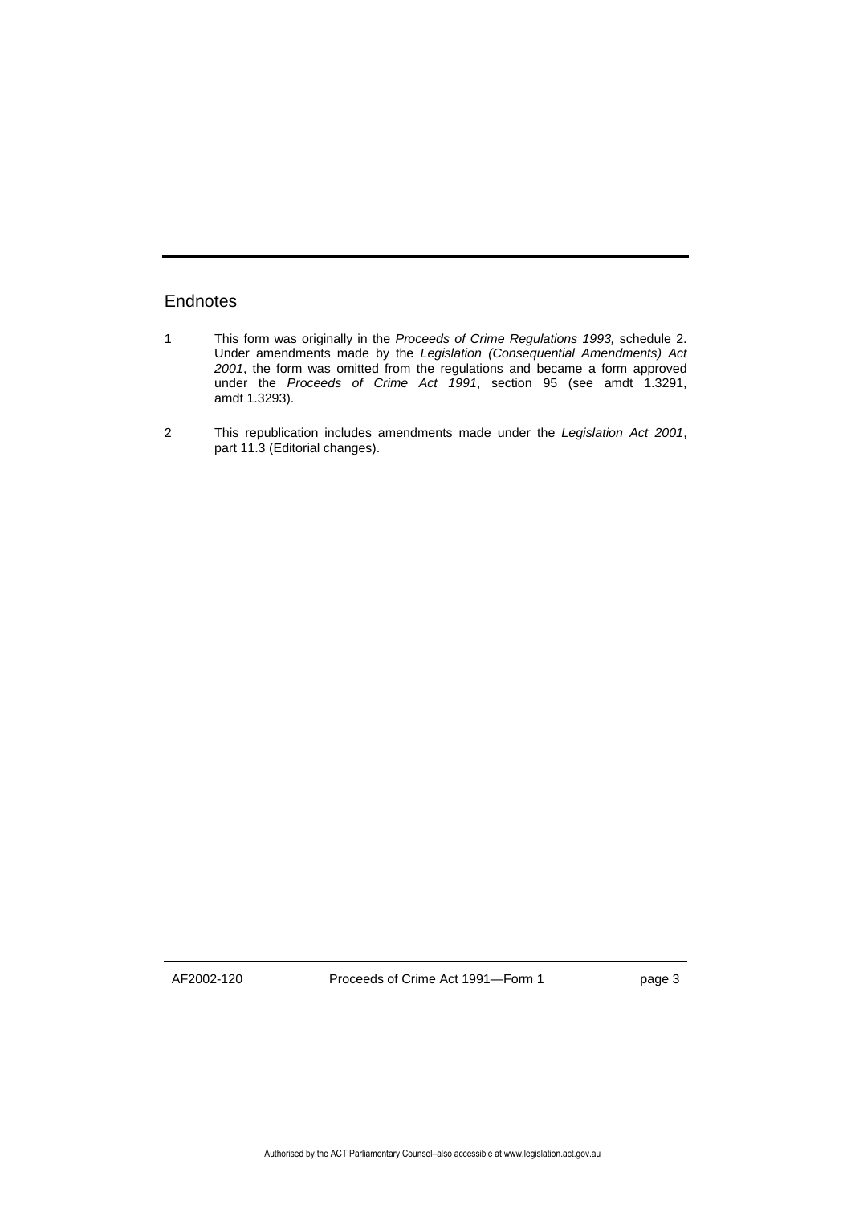## Endnotes

1 This form was originally in the *Proceeds of Crime Regulations 1993,* schedule 2. Under amendments made by the *Legislation (Consequential Amendments) Act 2001*, the form was omitted from the regulations and became a form approved under the *Proceeds of Crime Act 1991*, section 95 (see amdt 1.3291, amdt 1.3293).

2 This republication includes amendments made under the *Legislation Act 2001*, part 11.3 (Editorial changes).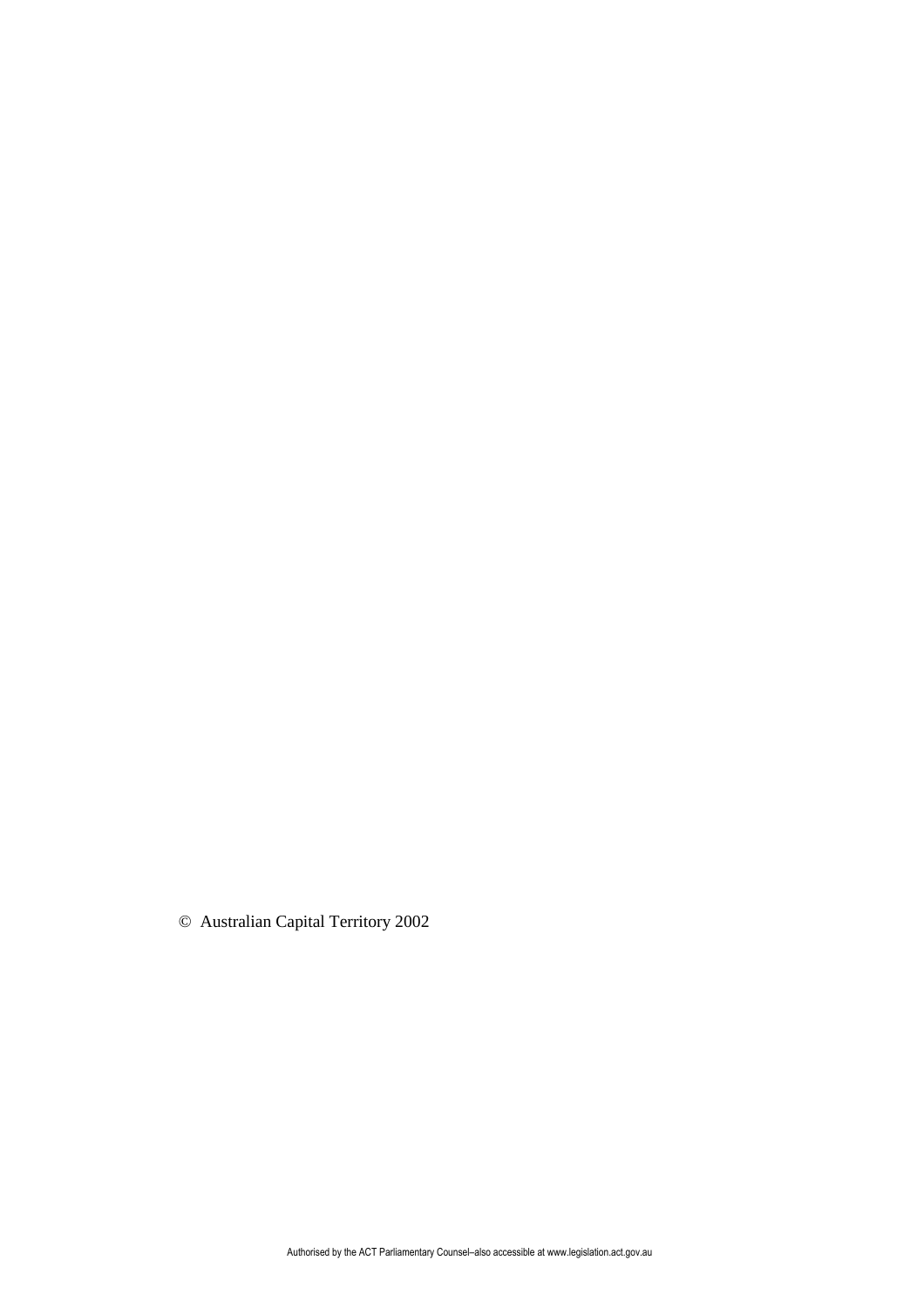© Australian Capital Territory 2002